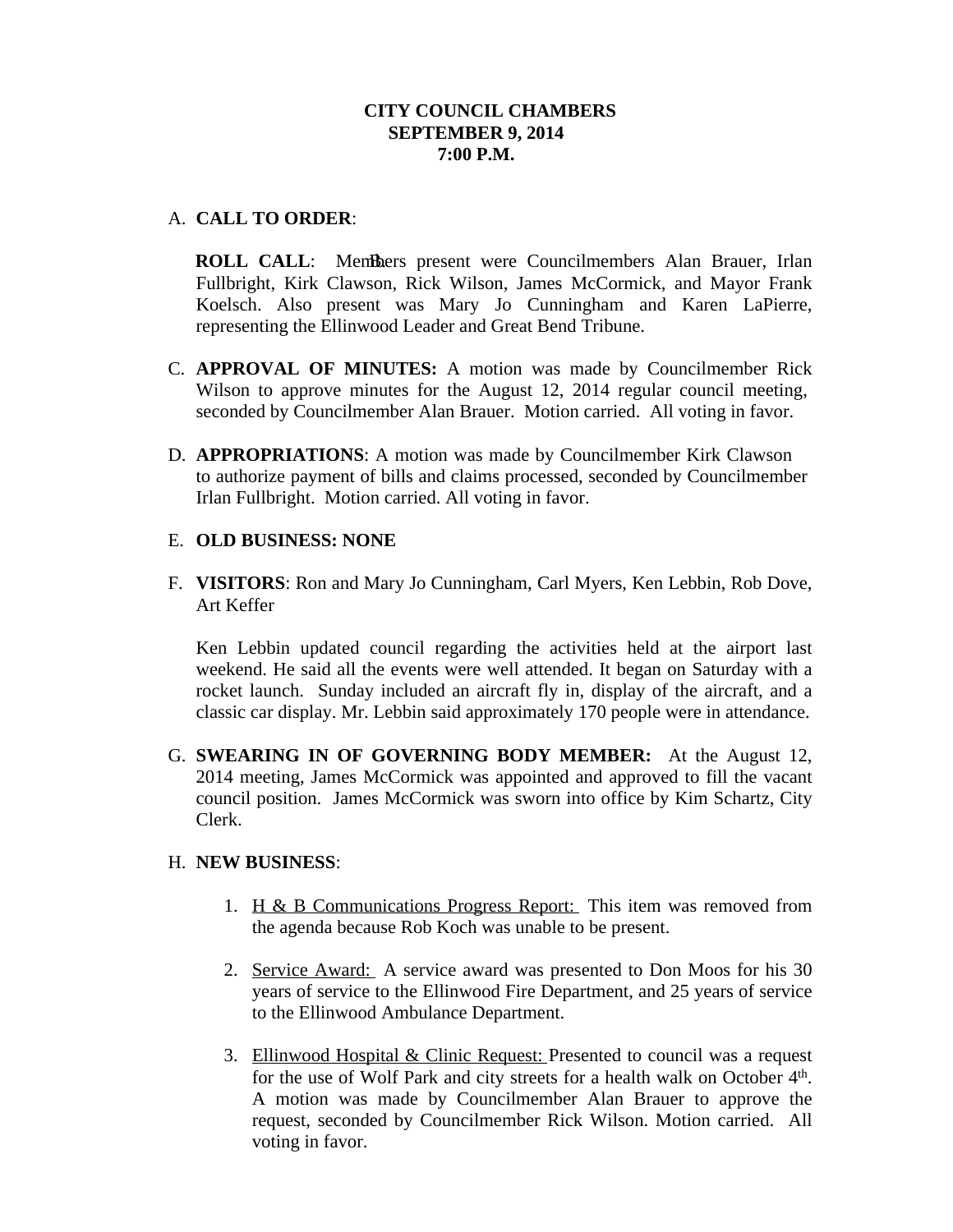**CITY COUNCIL CHAMBERS**
**SEPTEMBER 9, 2014**
**7:00 P.M.**

A. **CALL TO ORDER**:

B. **ROLL CALL**: Members present were Councilmembers Alan Brauer, Irlan Fullbright, Kirk Clawson, Rick Wilson, James McCormick, and Mayor Frank Koelsch. Also present was Mary Jo Cunningham and Karen LaPierre, representing the Ellinwood Leader and Great Bend Tribune.

C. **APPROVAL OF MINUTES:** A motion was made by Councilmember Rick Wilson to approve minutes for the August 12, 2014 regular council meeting, seconded by Councilmember Alan Brauer. Motion carried. All voting in favor.

D. **APPROPRIATIONS**: A motion was made by Councilmember Kirk Clawson to authorize payment of bills and claims processed, seconded by Councilmember Irlan Fullbright. Motion carried. All voting in favor.

E. **OLD BUSINESS: NONE**

F. **VISITORS**: Ron and Mary Jo Cunningham, Carl Myers, Ken Lebbin, Rob Dove, Art Keffer

Ken Lebbin updated council regarding the activities held at the airport last weekend. He said all the events were well attended. It began on Saturday with a rocket launch. Sunday included an aircraft fly in, display of the aircraft, and a classic car display. Mr. Lebbin said approximately 170 people were in attendance.

G. **SWEARING IN OF GOVERNING BODY MEMBER:** At the August 12, 2014 meeting, James McCormick was appointed and approved to fill the vacant council position. James McCormick was sworn into office by Kim Schartz, City Clerk.

H. **NEW BUSINESS**:

1. H & B Communications Progress Report: This item was removed from the agenda because Rob Koch was unable to be present.

2. Service Award: A service award was presented to Don Moos for his 30 years of service to the Ellinwood Fire Department, and 25 years of service to the Ellinwood Ambulance Department.

3. Ellinwood Hospital & Clinic Request: Presented to council was a request for the use of Wolf Park and city streets for a health walk on October 4th. A motion was made by Councilmember Alan Brauer to approve the request, seconded by Councilmember Rick Wilson. Motion carried. All voting in favor.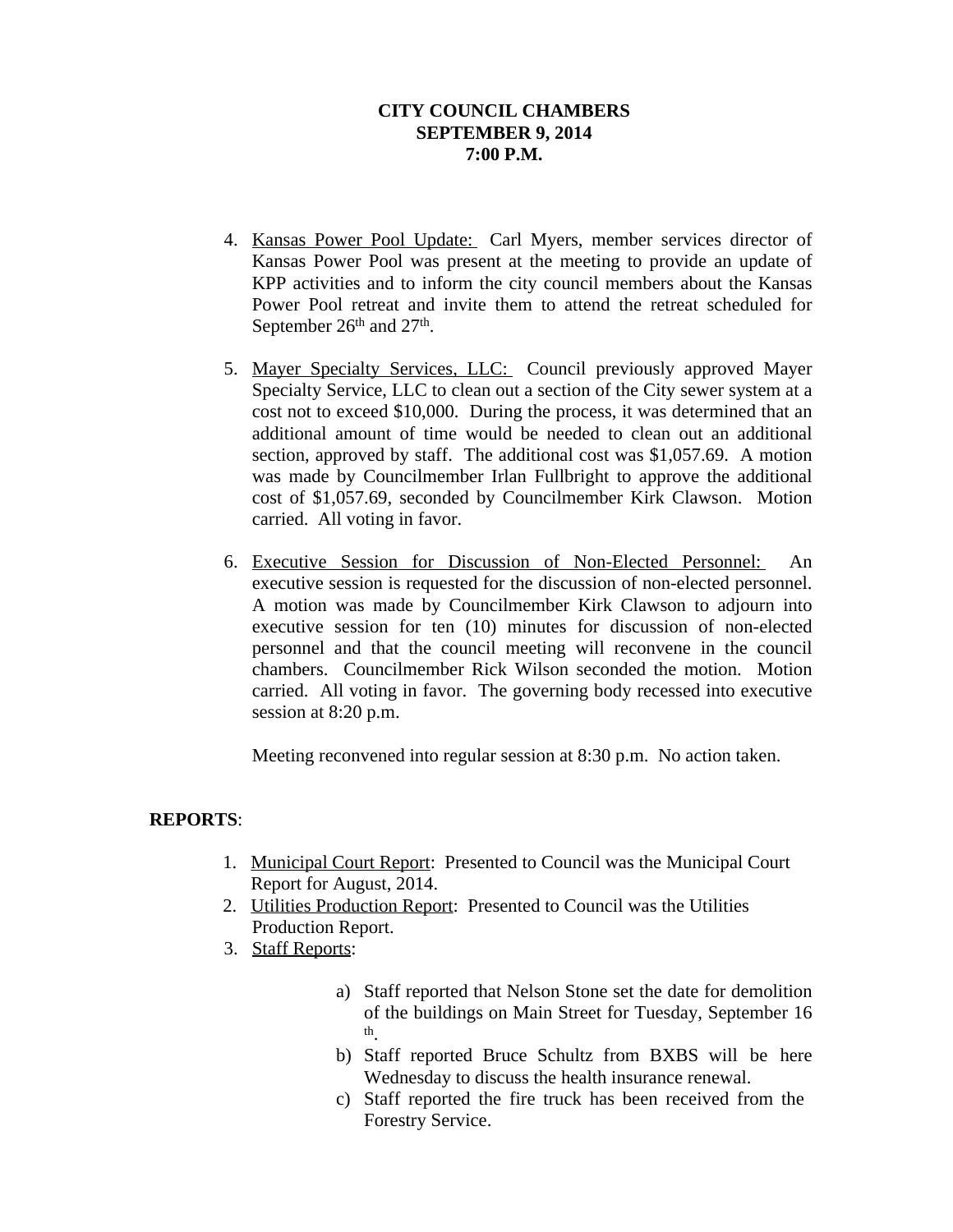**CITY COUNCIL CHAMBERS**
**SEPTEMBER 9, 2014**
**7:00 P.M.**

4. Kansas Power Pool Update: Carl Myers, member services director of Kansas Power Pool was present at the meeting to provide an update of KPP activities and to inform the city council members about the Kansas Power Pool retreat and invite them to attend the retreat scheduled for September 26th and 27th.

5. Mayer Specialty Services, LLC: Council previously approved Mayer Specialty Service, LLC to clean out a section of the City sewer system at a cost not to exceed $10,000. During the process, it was determined that an additional amount of time would be needed to clean out an additional section, approved by staff. The additional cost was $1,057.69. A motion was made by Councilmember Irlan Fullbright to approve the additional cost of $1,057.69, seconded by Councilmember Kirk Clawson. Motion carried. All voting in favor.

6. Executive Session for Discussion of Non-Elected Personnel: An executive session is requested for the discussion of non-elected personnel. A motion was made by Councilmember Kirk Clawson to adjourn into executive session for ten (10) minutes for discussion of non-elected personnel and that the council meeting will reconvene in the council chambers. Councilmember Rick Wilson seconded the motion. Motion carried. All voting in favor. The governing body recessed into executive session at 8:20 p.m.

   Meeting reconvened into regular session at 8:30 p.m. No action taken.

**REPORTS**:

1. Municipal Court Report: Presented to Council was the Municipal Court Report for August, 2014.
2. Utilities Production Report: Presented to Council was the Utilities Production Report.
3. Staff Reports:

   a) Staff reported that Nelson Stone set the date for demolition of the buildings on Main Street for Tuesday, September 16th.
   b) Staff reported Bruce Schultz from BXBS will be here Wednesday to discuss the health insurance renewal.
   c) Staff reported the fire truck has been received from the Forestry Service.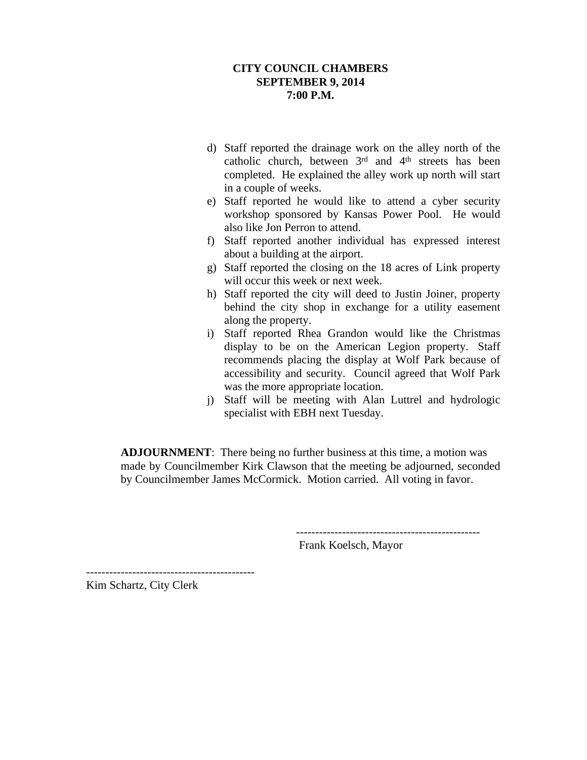**CITY COUNCIL CHAMBERS**
**SEPTEMBER 9, 2014**
**7:00 P.M.**

d) Staff reported the drainage work on the alley north of the catholic church, between 3rd and 4th streets has been completed. He explained the alley work up north will start in a couple of weeks.
e) Staff reported he would like to attend a cyber security workshop sponsored by Kansas Power Pool. He would also like Jon Perron to attend.
f) Staff reported another individual has expressed interest about a building at the airport.
g) Staff reported the closing on the 18 acres of Link property will occur this week or next week.
h) Staff reported the city will deed to Justin Joiner, property behind the city shop in exchange for a utility easement along the property.
i) Staff reported Rhea Grandon would like the Christmas display to be on the American Legion property. Staff recommends placing the display at Wolf Park because of accessibility and security. Council agreed that Wolf Park was the more appropriate location.
j) Staff will be meeting with Alan Luttrel and hydrologic specialist with EBH next Tuesday.

**ADJOURNMENT**: There being no further business at this time, a motion was made by Councilmember Kirk Clawson that the meeting be adjourned, seconded by Councilmember James McCormick. Motion carried. All voting in favor.

------------------------------------------------
Frank Koelsch, Mayor

--------------------------------------------
Kim Schartz, City Clerk